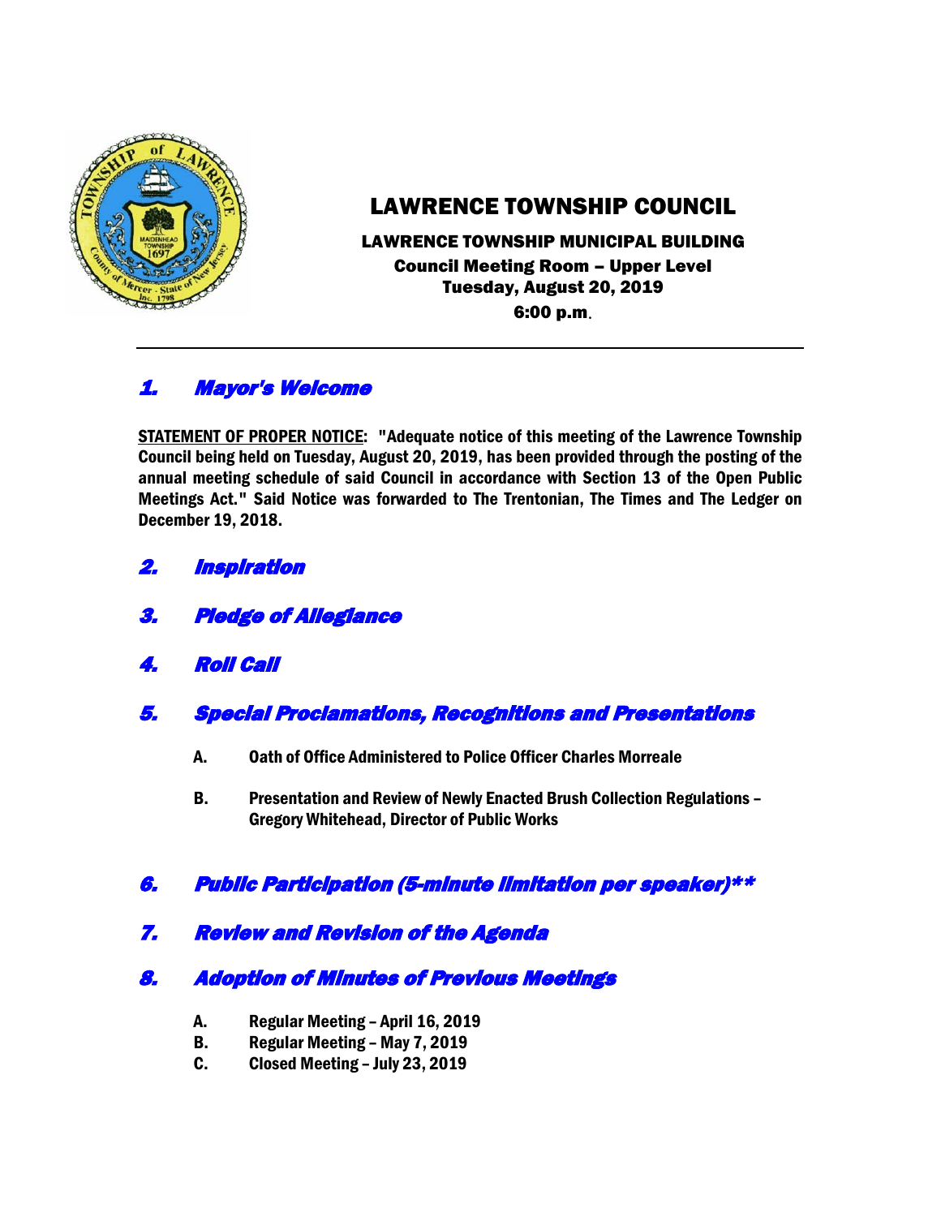# LAWRENCE TOWNSHIP COUNCIL

**LAWRENCE TOWNSHIP MUNICIPAL BUILDING**
**Council Meeting Room – Upper Level**
**Tuesday, August 20, 2019**
**6:00 p.m.**

---

## *1. Mayor's Welcome*

**STATEMENT OF PROPER NOTICE: "Adequate notice of this meeting of the Lawrence Township Council being held on Tuesday, August 20, 2019, has been provided through the posting of the annual meeting schedule of said Council in accordance with Section 13 of the Open Public Meetings Act." Said Notice was forwarded to The Trentonian, The Times and The Ledger on December 19, 2018.**

## *2. Inspiration*

## *3. Pledge of Allegiance*

## *4. Roll Call*

## *5. Special Proclamations, Recognitions and Presentations*

**A. Oath of Office Administered to Police Officer Charles Morreale**

**B. Presentation and Review of Newly Enacted Brush Collection Regulations – Gregory Whitehead, Director of Public Works**

## *6. Public Participation (5-minute limitation per speaker)***

## *7. Review and Revision of the Agenda*

## *8. Adoption of Minutes of Previous Meetings*

**A. Regular Meeting – April 16, 2019**
**B. Regular Meeting – May 7, 2019**
**C. Closed Meeting – July 23, 2019**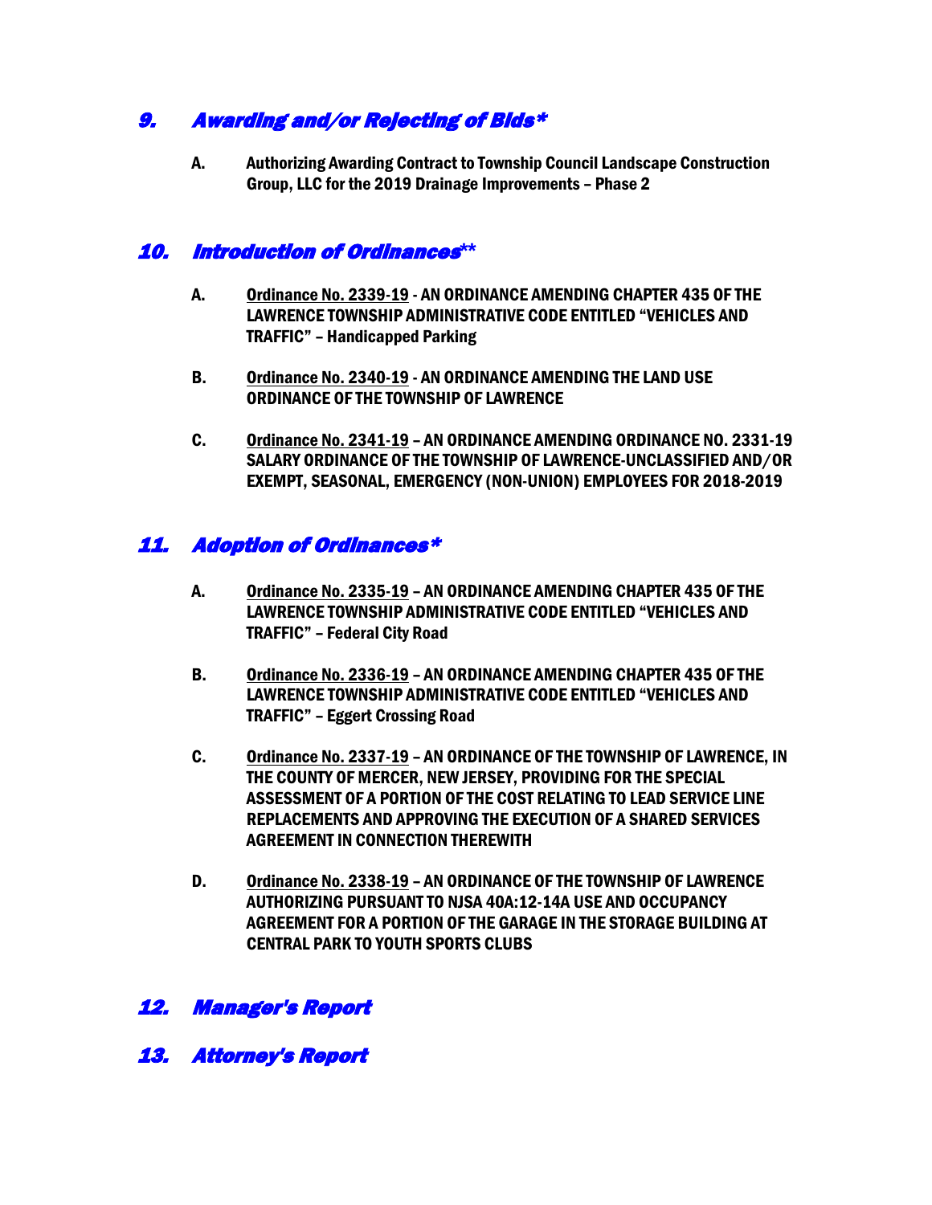## *9. Awarding and/or Rejecting of Bids**

**A. Authorizing Awarding Contract to Township Council Landscape Construction Group, LLC for the 2019 Drainage Improvements – Phase 2**

## *10. Introduction of Ordinances***

**A. <u>Ordinance No. 2339-19</u> - AN ORDINANCE AMENDING CHAPTER 435 OF THE LAWRENCE TOWNSHIP ADMINISTRATIVE CODE ENTITLED "VEHICLES AND TRAFFIC" – Handicapped Parking**

**B. <u>Ordinance No. 2340-19</u> - AN ORDINANCE AMENDING THE LAND USE ORDINANCE OF THE TOWNSHIP OF LAWRENCE**

**C. <u>Ordinance No. 2341-19</u> – AN ORDINANCE AMENDING ORDINANCE NO. 2331-19 SALARY ORDINANCE OF THE TOWNSHIP OF LAWRENCE-UNCLASSIFIED AND/OR EXEMPT, SEASONAL, EMERGENCY (NON-UNION) EMPLOYEES FOR 2018-2019**

## *11. Adoption of Ordinances**

**A. <u>Ordinance No. 2335-19</u> – AN ORDINANCE AMENDING CHAPTER 435 OF THE LAWRENCE TOWNSHIP ADMINISTRATIVE CODE ENTITLED "VEHICLES AND TRAFFIC" – Federal City Road**

**B. <u>Ordinance No. 2336-19</u> – AN ORDINANCE AMENDING CHAPTER 435 OF THE LAWRENCE TOWNSHIP ADMINISTRATIVE CODE ENTITLED "VEHICLES AND TRAFFIC" – Eggert Crossing Road**

**C. <u>Ordinance No. 2337-19</u> – AN ORDINANCE OF THE TOWNSHIP OF LAWRENCE, IN THE COUNTY OF MERCER, NEW JERSEY, PROVIDING FOR THE SPECIAL ASSESSMENT OF A PORTION OF THE COST RELATING TO LEAD SERVICE LINE REPLACEMENTS AND APPROVING THE EXECUTION OF A SHARED SERVICES AGREEMENT IN CONNECTION THEREWITH**

**D. <u>Ordinance No. 2338-19</u> – AN ORDINANCE OF THE TOWNSHIP OF LAWRENCE AUTHORIZING PURSUANT TO NJSA 40A:12-14A USE AND OCCUPANCY AGREEMENT FOR A PORTION OF THE GARAGE IN THE STORAGE BUILDING AT CENTRAL PARK TO YOUTH SPORTS CLUBS**

## *12. Manager's Report*

## *13. Attorney's Report*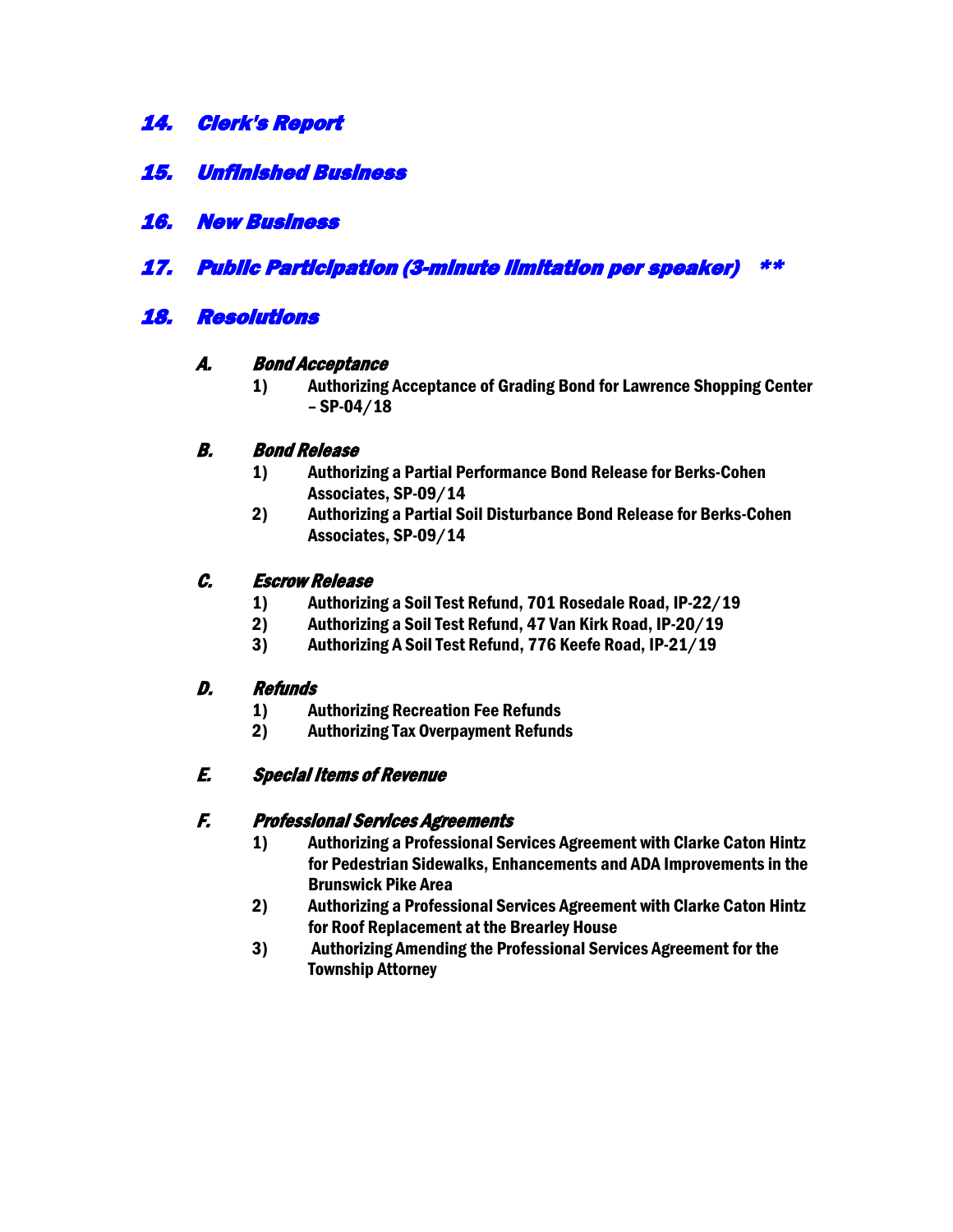## *14. Clerk's Report*

## *15. Unfinished Business*

## *16. New Business*

## *17. Public Participation (3-minute limitation per speaker) \*\**

## *18. Resolutions*

### *A. Bond Acceptance*

1) **Authorizing Acceptance of Grading Bond for Lawrence Shopping Center – SP-04/18**

### *B. Bond Release*

1) **Authorizing a Partial Performance Bond Release for Berks-Cohen Associates, SP-09/14**
2) **Authorizing a Partial Soil Disturbance Bond Release for Berks-Cohen Associates, SP-09/14**

### *C. Escrow Release*

1) **Authorizing a Soil Test Refund, 701 Rosedale Road, IP-22/19**
2) **Authorizing a Soil Test Refund, 47 Van Kirk Road, IP-20/19**
3) **Authorizing A Soil Test Refund, 776 Keefe Road, IP-21/19**

### *D. Refunds*

1) **Authorizing Recreation Fee Refunds**
2) **Authorizing Tax Overpayment Refunds**

### *E. Special Items of Revenue*

### *F. Professional Services Agreements*

1) **Authorizing a Professional Services Agreement with Clarke Caton Hintz for Pedestrian Sidewalks, Enhancements and ADA Improvements in the Brunswick Pike Area**
2) **Authorizing a Professional Services Agreement with Clarke Caton Hintz for Roof Replacement at the Brearley House**
3) **Authorizing Amending the Professional Services Agreement for the Township Attorney**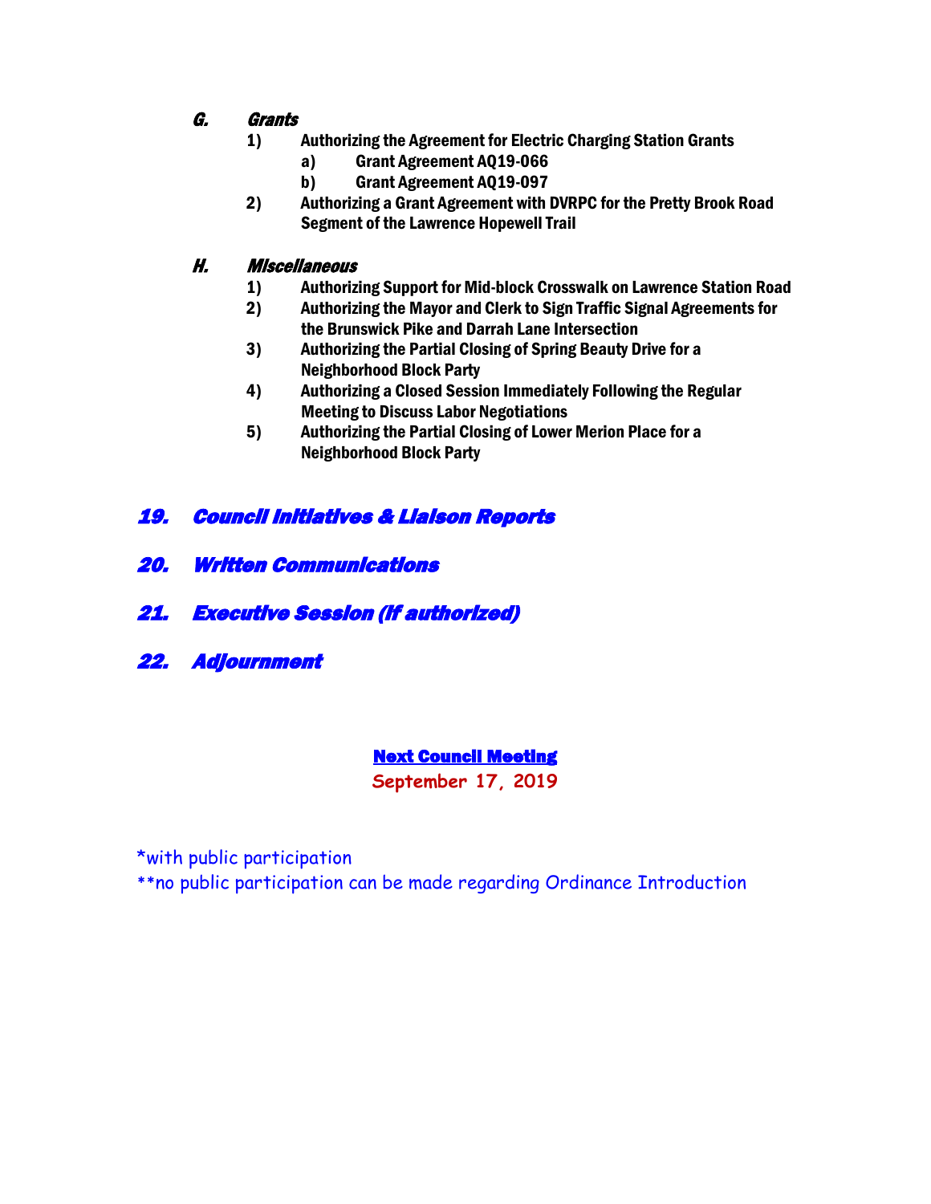### *G. Grants*

1) **Authorizing the Agreement for Electric Charging Station Grants**
   a) **Grant Agreement AQ19-066**
   b) **Grant Agreement AQ19-097**
2) **Authorizing a Grant Agreement with DVRPC for the Pretty Brook Road Segment of the Lawrence Hopewell Trail**

### *H. Miscellaneous*

1) **Authorizing Support for Mid-block Crosswalk on Lawrence Station Road**
2) **Authorizing the Mayor and Clerk to Sign Traffic Signal Agreements for the Brunswick Pike and Darrah Lane Intersection**
3) **Authorizing the Partial Closing of Spring Beauty Drive for a Neighborhood Block Party**
4) **Authorizing a Closed Session Immediately Following the Regular Meeting to Discuss Labor Negotiations**
5) **Authorizing the Partial Closing of Lower Merion Place for a Neighborhood Block Party**

## *19. Council Initiatives & Liaison Reports*

## *20. Written Communications*

## *21. Executive Session (if authorized)*

## *22. Adjournment*

**Next Council Meeting**

**September 17, 2019**

*with public participation

**no public participation can be made regarding Ordinance Introduction